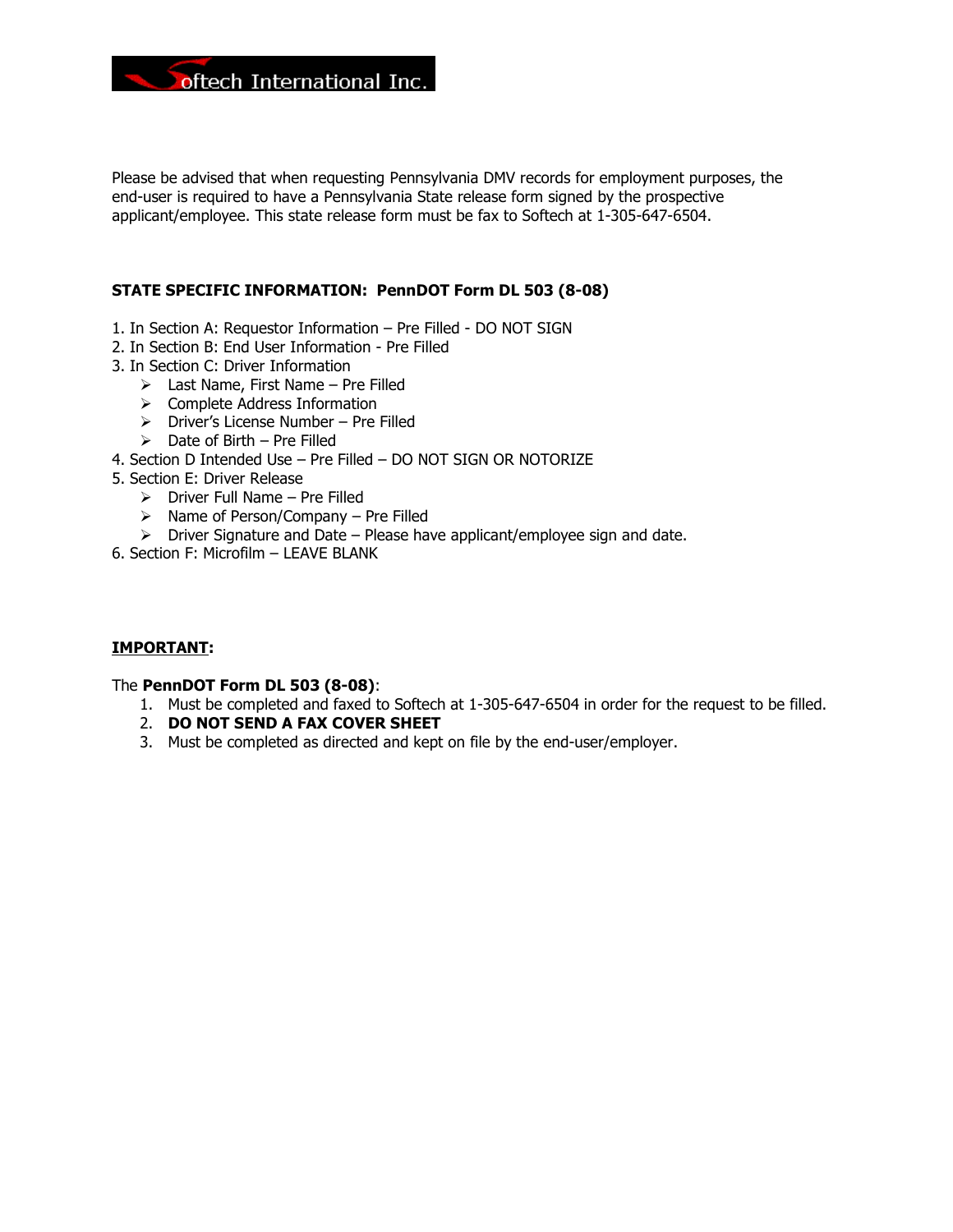Softech International Inc.

Please be advised that when requesting Pennsylvania DMV records for employment purposes, the end-user is required to have a Pennsylvania State release form signed by the prospective applicant/employee. This state release form must be fax to Softech at 1-305-647-6504.

**STATE SPECIFIC INFORMATION: PennDOT Form DL 503 (8-08)**

1. In Section A: Requestor Information – Pre Filled - DO NOT SIGN
2. In Section B: End User Information - Pre Filled
3. In Section C: Driver Information
   - Last Name, First Name – Pre Filled
   - Complete Address Information
   - Driver's License Number – Pre Filled
   - Date of Birth – Pre Filled
4. Section D Intended Use – Pre Filled – DO NOT SIGN OR NOTORIZE
5. Section E: Driver Release
   - Driver Full Name – Pre Filled
   - Name of Person/Company – Pre Filled
   - Driver Signature and Date – Please have applicant/employee sign and date.
6. Section F: Microfilm – LEAVE BLANK

**IMPORTANT:**

The **PennDOT Form DL 503 (8-08)**:

1. Must be completed and faxed to Softech at 1-305-647-6504 in order for the request to be filled.
2. **DO NOT SEND A FAX COVER SHEET**
3. Must be completed as directed and kept on file by the end-user/employer.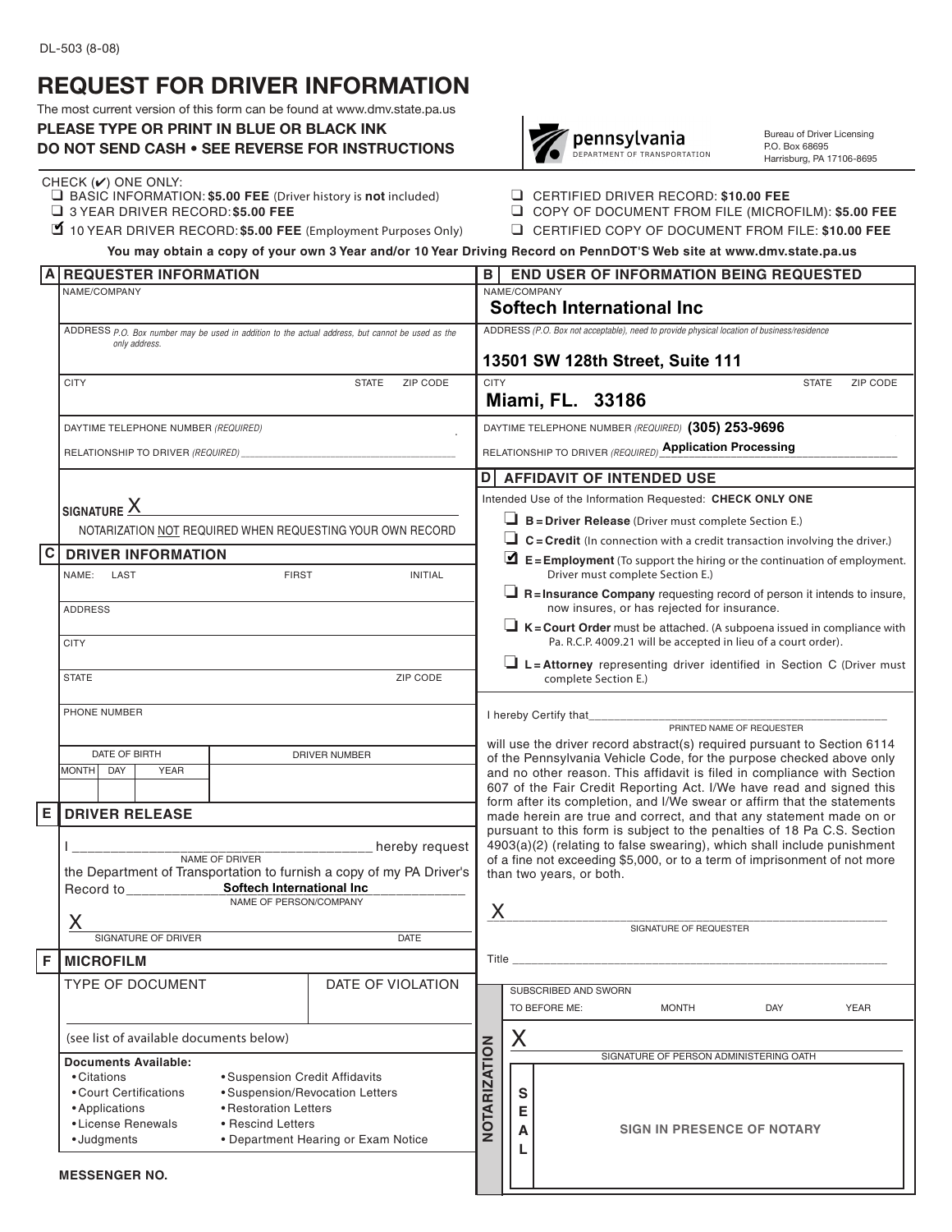DL-503 (8-08)

# REQUEST FOR DRIVER INFORMATION

The most current version of this form can be found at www.dmv.state.pa.us

**PLEASE TYPE OR PRINT IN BLUE OR BLACK INK**
**DO NOT SEND CASH • SEE REVERSE FOR INSTRUCTIONS**

pennsylvania
DEPARTMENT OF TRANSPORTATION

Bureau of Driver Licensing
P.O. Box 68695
Harrisburg, PA 17106-8695

CHECK (✔) ONE ONLY:

- ☐ BASIC INFORMATION: **$5.00 FEE** (Driver history is **not** included)
- ☐ 3 YEAR DRIVER RECORD: **$5.00 FEE**
- ☑ 10 YEAR DRIVER RECORD: **$5.00 FEE** (Employment Purposes Only)
- ☐ CERTIFIED DRIVER RECORD: **$10.00 FEE**
- ☐ COPY OF DOCUMENT FROM FILE (MICROFILM): **$5.00 FEE**
- ☐ CERTIFIED COPY OF DOCUMENT FROM FILE: **$10.00 FEE**

**You may obtain a copy of your own 3 Year and/or 10 Year Driving Record on PennDOT'S Web site at www.dmv.state.pa.us**

## A REQUESTER INFORMATION

NAME/COMPANY

ADDRESS *P.O. Box number may be used in addition to the actual address, but cannot be used as the only address.*

CITY STATE ZIP CODE

DAYTIME TELEPHONE NUMBER *(REQUIRED)*

RELATIONSHIP TO DRIVER *(REQUIRED)* ____________________

**SIGNATURE** X ____________________

NOTARIZATION NOT REQUIRED WHEN REQUESTING YOUR OWN RECORD

## B END USER OF INFORMATION BEING REQUESTED

NAME/COMPANY
**Softech International Inc**

ADDRESS *(P.O. Box not acceptable), need to provide physical location of business/residence*
**13501 SW 128th Street, Suite 111**

CITY STATE ZIP CODE
**Miami, FL. 33186**

DAYTIME TELEPHONE NUMBER *(REQUIRED)* **(305) 253-9696**

RELATIONSHIP TO DRIVER *(REQUIRED)* **Application Processing**

## C DRIVER INFORMATION

NAME: LAST FIRST INITIAL

ADDRESS

CITY

STATE ZIP CODE

PHONE NUMBER

| DATE OF BIRTH | | | DRIVER NUMBER |
|---|---|---|---|
| MONTH | DAY | YEAR | |
| | | | |

## D AFFIDAVIT OF INTENDED USE

Intended Use of the Information Requested: **CHECK ONLY ONE**

- ☐ **B = Driver Release** (Driver must complete Section E.)
- ☐ **C = Credit** (In connection with a credit transaction involving the driver.)
- ☑ **E = Employment** (To support the hiring or the continuation of employment. Driver must complete Section E.)
- ☐ **R = Insurance Company** requesting record of person it intends to insure, now insures, or has rejected for insurance.
- ☐ **K = Court Order** must be attached. (A subpoena issued in compliance with Pa. R.C.P. 4009.21 will be accepted in lieu of a court order).
- ☐ **L = Attorney** representing driver identified in Section C (Driver must complete Section E.)

I hereby Certify that____________________
PRINTED NAME OF REQUESTER

will use the driver record abstract(s) required pursuant to Section 6114 of the Pennsylvania Vehicle Code, for the purpose checked above only and no other reason. This affidavit is filed in compliance with Section 607 of the Fair Credit Reporting Act. I/We have read and signed this form after its completion, and I/We swear or affirm that the statements made herein are true and correct, and that any statement made on or pursuant to this form is subject to the penalties of 18 Pa C.S. Section 4903(a)(2) (relating to false swearing), which shall include punishment of a fine not exceeding $5,000, or to a term of imprisonment of not more than two years, or both.

X ____________________
SIGNATURE OF REQUESTER

Title ____________________

## E DRIVER RELEASE

I ____________________ hereby request
NAME OF DRIVER

the Department of Transportation to furnish a copy of my PA Driver's Record to **Softech International Inc**
NAME OF PERSON/COMPANY

X ____________________
SIGNATURE OF DRIVER DATE

## F MICROFILM

| TYPE OF DOCUMENT | DATE OF VIOLATION |
|---|---|
| | |

(see list of available documents below)

**Documents Available:**

- Citations
- Court Certifications
- Applications
- License Renewals
- Judgments
- Suspension Credit Affidavits
- Suspension/Revocation Letters
- Restoration Letters
- Rescind Letters
- Department Hearing or Exam Notice

**MESSENGER NO.**

## NOTARIZATION

SUBSCRIBED AND SWORN TO BEFORE ME: MONTH DAY YEAR

X ____________________
SIGNATURE OF PERSON ADMINISTERING OATH

SEAL

**SIGN IN PRESENCE OF NOTARY**